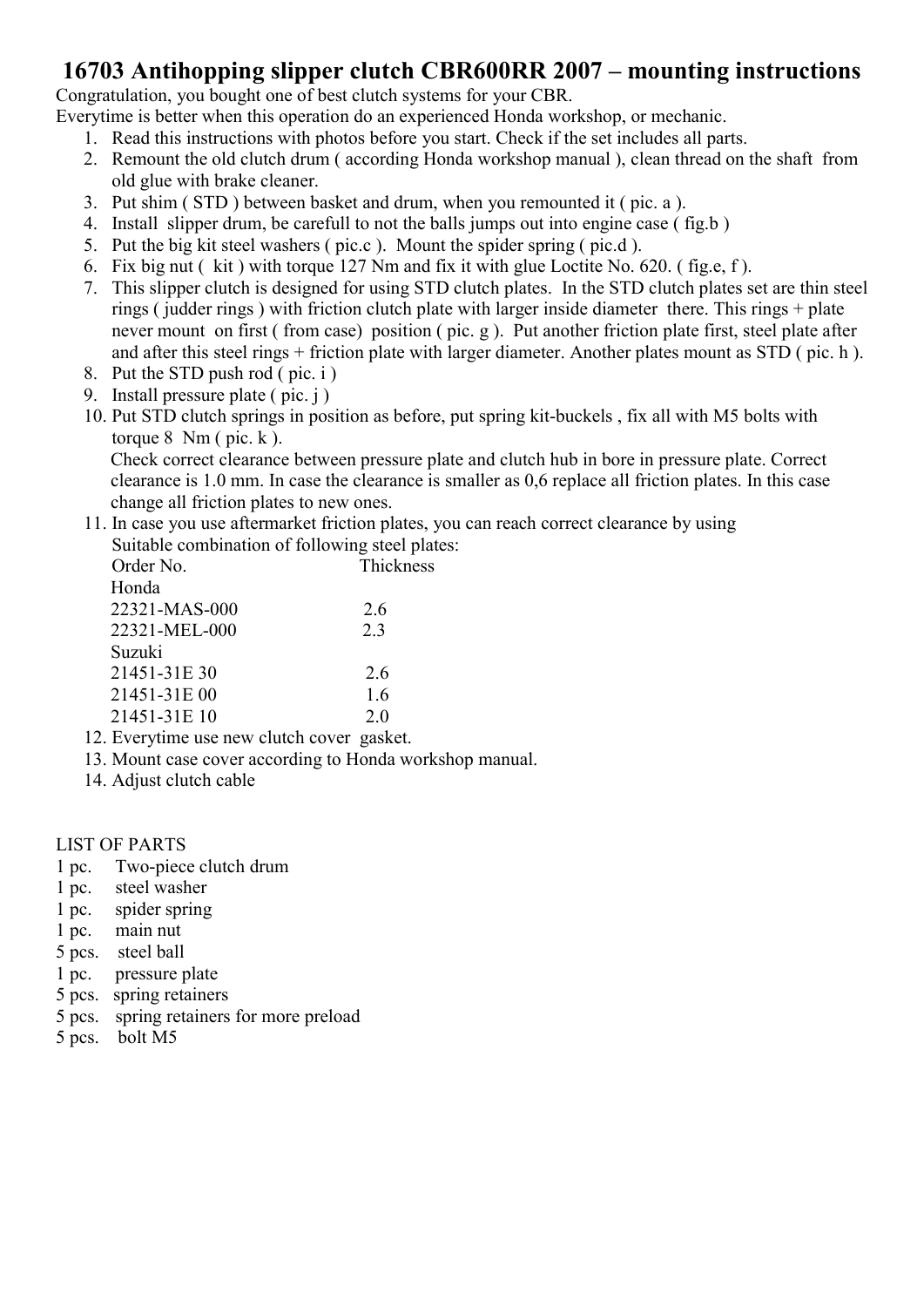# 16703 Antihopping slipper clutch CBR600RR 2007 – mounting instructions

Congratulation, you bought one of best clutch systems for your CBR.
Everytime is better when this operation do an experienced Honda workshop, or mechanic.

1. Read this instructions with photos before you start. Check if the set includes all parts.
2. Remount the old clutch drum ( according Honda workshop manual ), clean thread on the shaft from old glue with brake cleaner.
3. Put shim ( STD ) between basket and drum, when you remounted it ( pic. a ).
4. Install slipper drum, be carefull to not the balls jumps out into engine case ( fig.b )
5. Put the big kit steel washers ( pic.c ). Mount the spider spring ( pic.d ).
6. Fix big nut ( kit ) with torque 127 Nm and fix it with glue Loctite No. 620. ( fig.e, f ).
7. This slipper clutch is designed for using STD clutch plates. In the STD clutch plates set are thin steel rings ( judder rings ) with friction clutch plate with larger inside diameter there. This rings + plate never mount on first ( from case) position ( pic. g ). Put another friction plate first, steel plate after and after this steel rings + friction plate with larger diameter. Another plates mount as STD ( pic. h ).
8. Put the STD push rod ( pic. i )
9. Install pressure plate ( pic. j )
10. Put STD clutch springs in position as before, put spring kit-buckels , fix all with M5 bolts with torque 8 Nm ( pic. k ).
    Check correct clearance between pressure plate and clutch hub in bore in pressure plate. Correct clearance is 1.0 mm. In case the clearance is smaller as 0,6 replace all friction plates. In this case change all friction plates to new ones.
11. In case you use aftermarket friction plates, you can reach correct clearance by using Suitable combination of following steel plates:

| Order No. | Thickness |
|---|---|
| Honda | |
| 22321-MAS-000 | 2.6 |
| 22321-MEL-000 | 2.3 |
| Suzuki | |
| 21451-31E 30 | 2.6 |
| 21451-31E 00 | 1.6 |
| 21451-31E 10 | 2.0 |

12. Everytime use new clutch cover gasket.
13. Mount case cover according to Honda workshop manual.
14. Adjust clutch cable

LIST OF PARTS

- 1 pc. Two-piece clutch drum
- 1 pc. steel washer
- 1 pc. spider spring
- 1 pc. main nut
- 5 pcs. steel ball
- 1 pc. pressure plate
- 5 pcs. spring retainers
- 5 pcs. spring retainers for more preload
- 5 pcs. bolt M5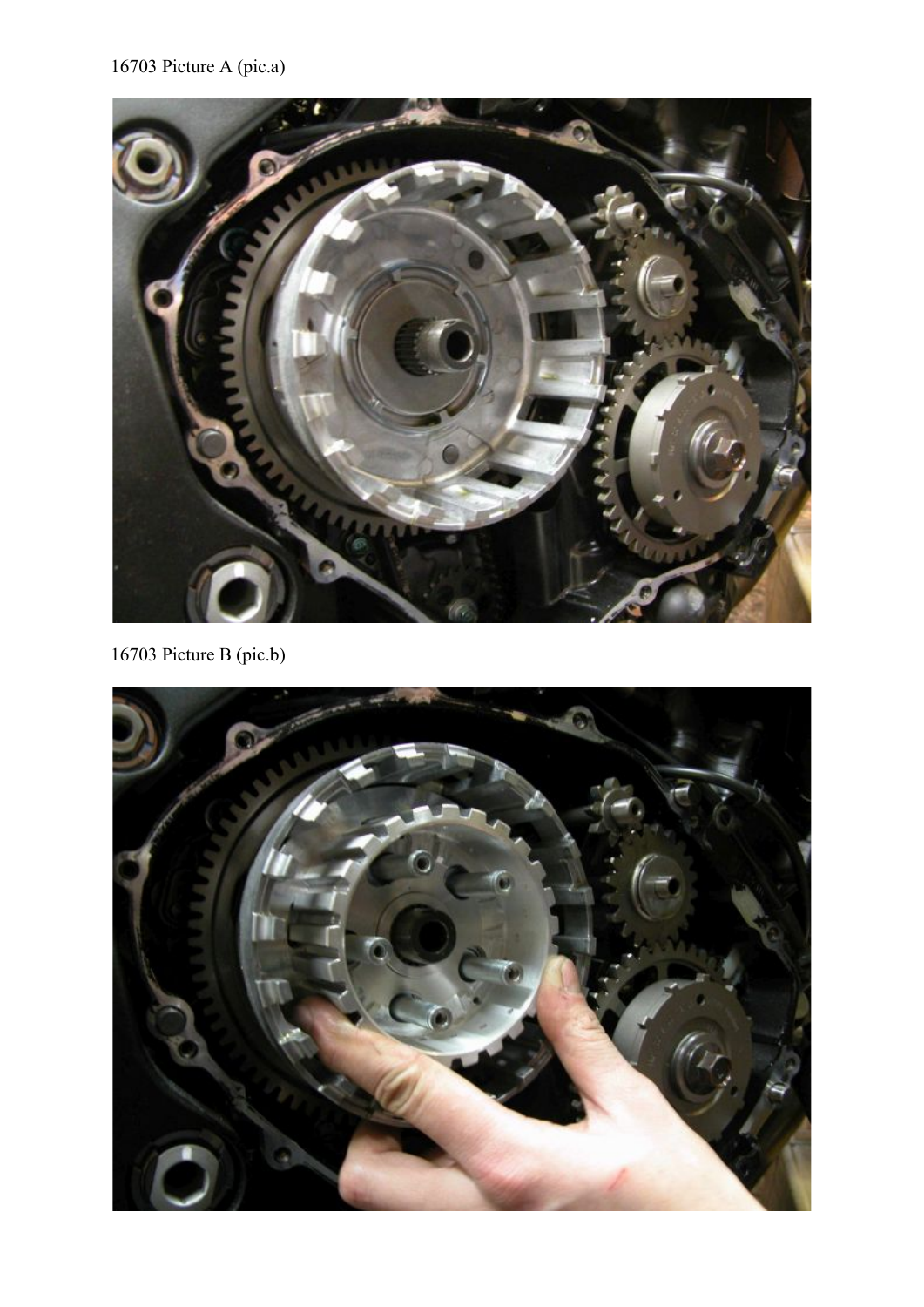16703 Picture A (pic.a)

16703 Picture B (pic.b)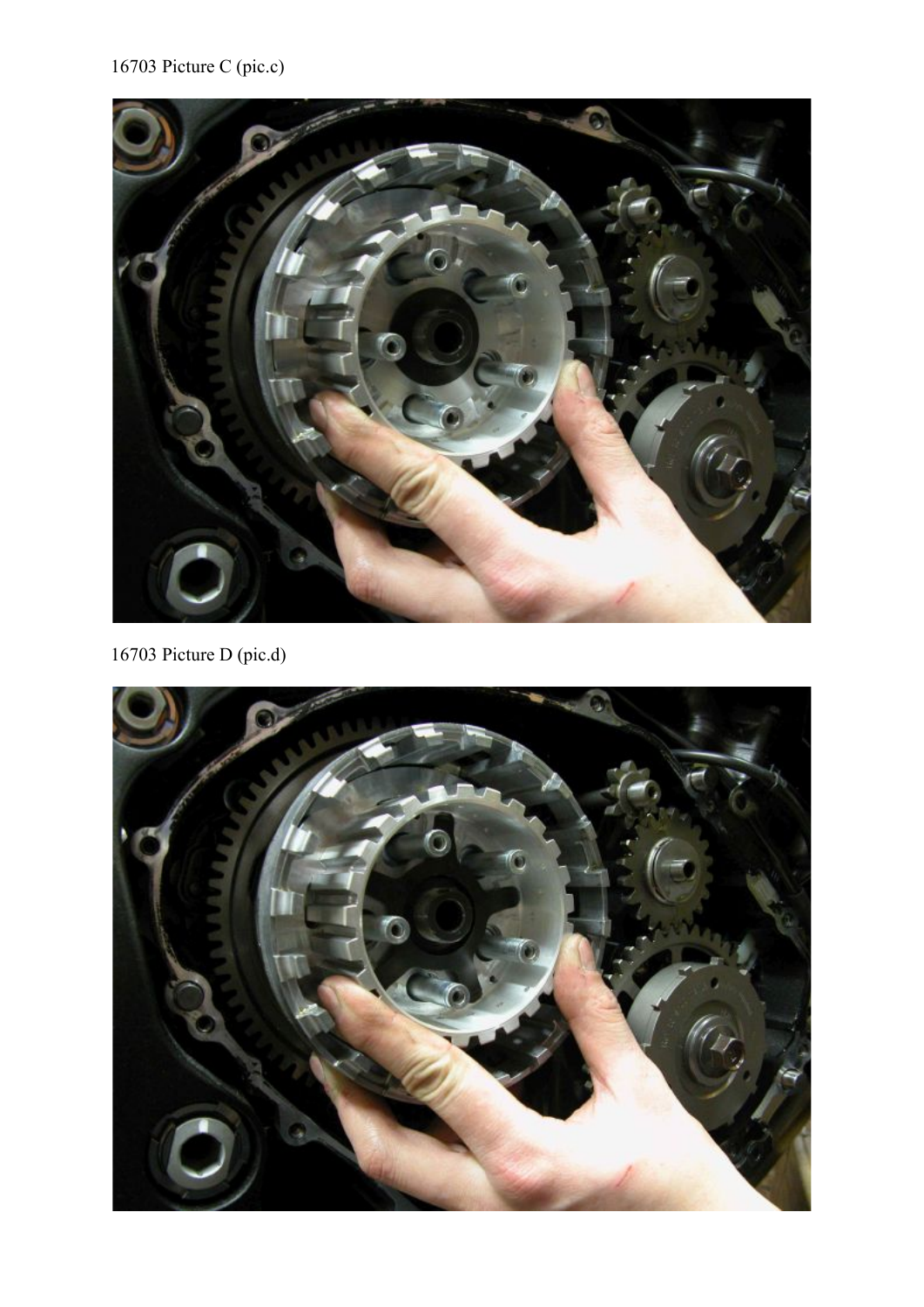16703 Picture C (pic.c)

16703 Picture D (pic.d)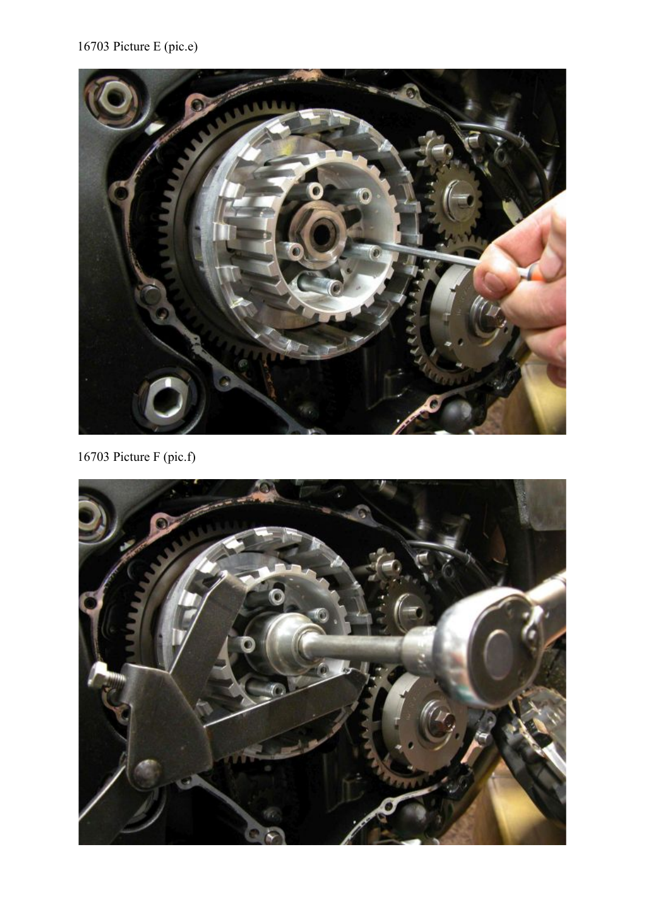16703 Picture E (pic.e)

16703 Picture F (pic.f)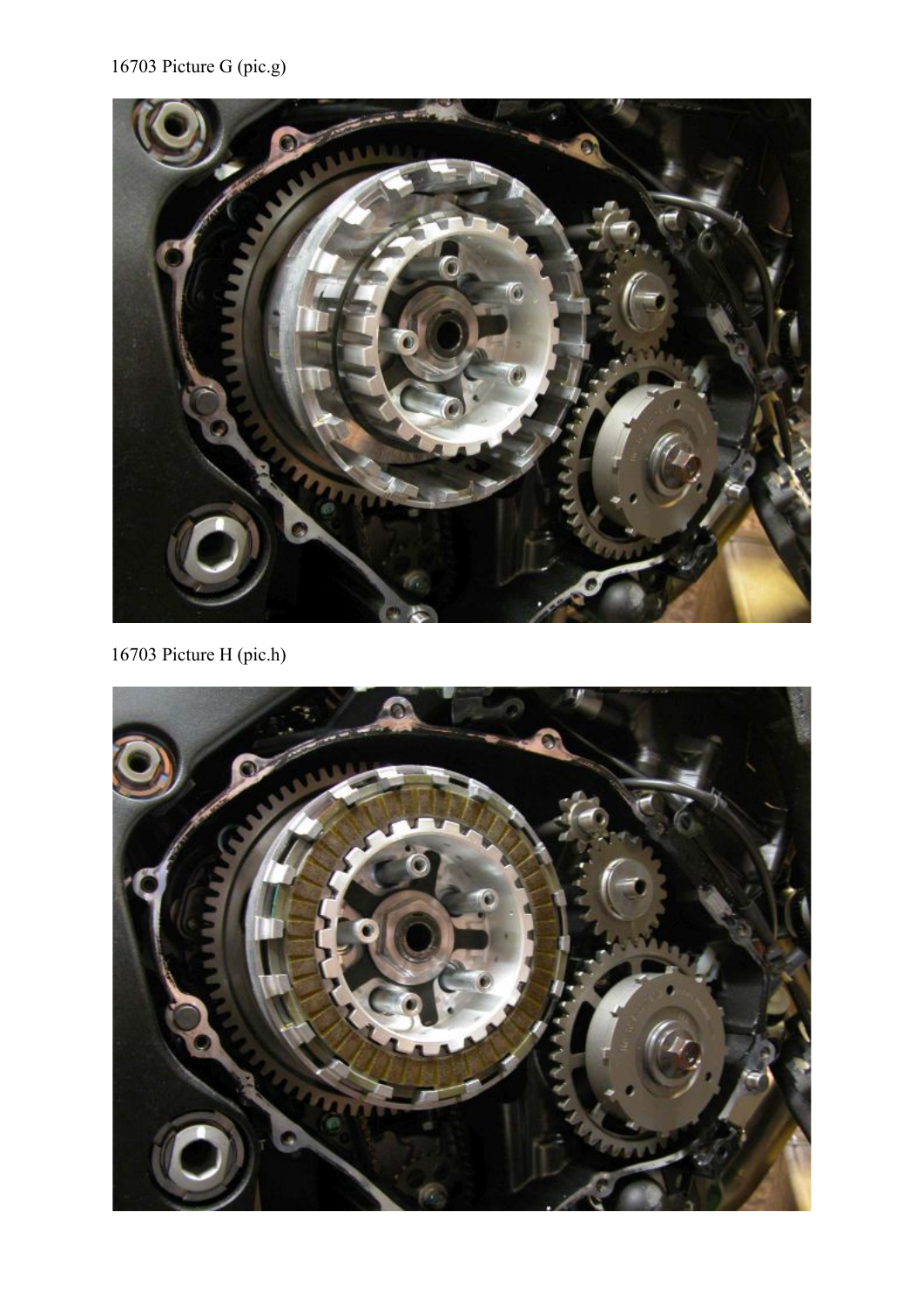16703 Picture G (pic.g)

16703 Picture H (pic.h)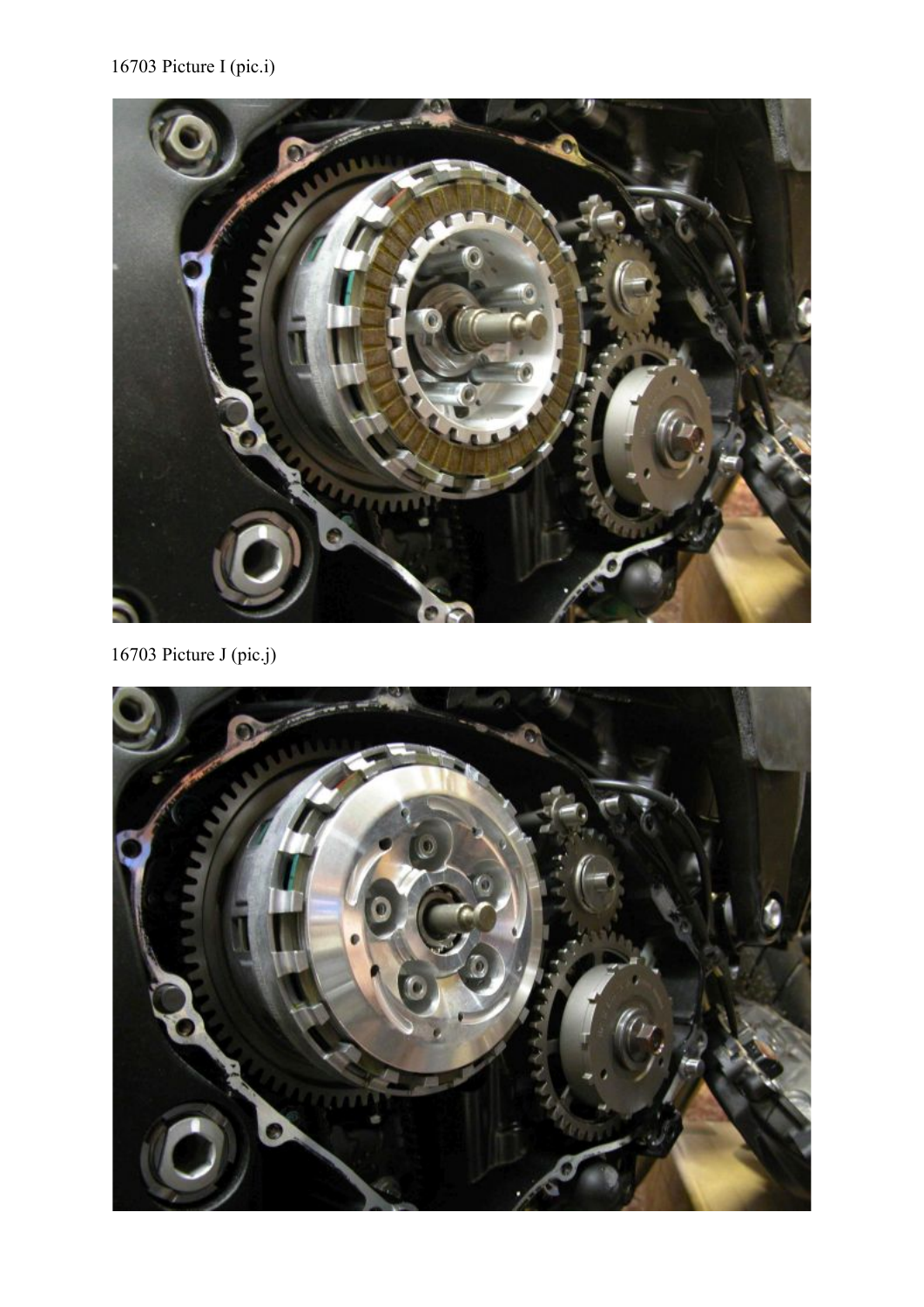16703 Picture I (pic.i)

16703 Picture J (pic.j)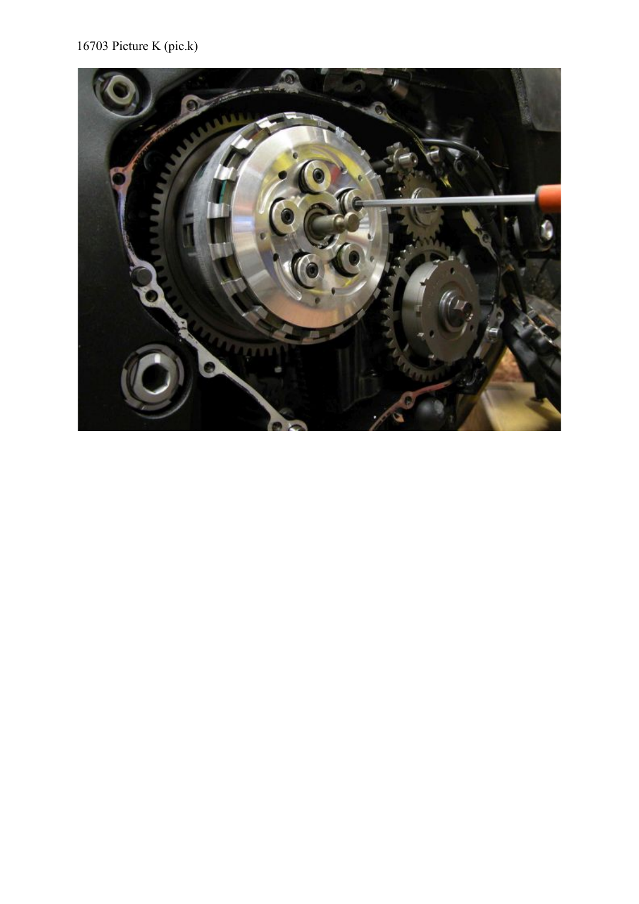16703 Picture K (pic.k)